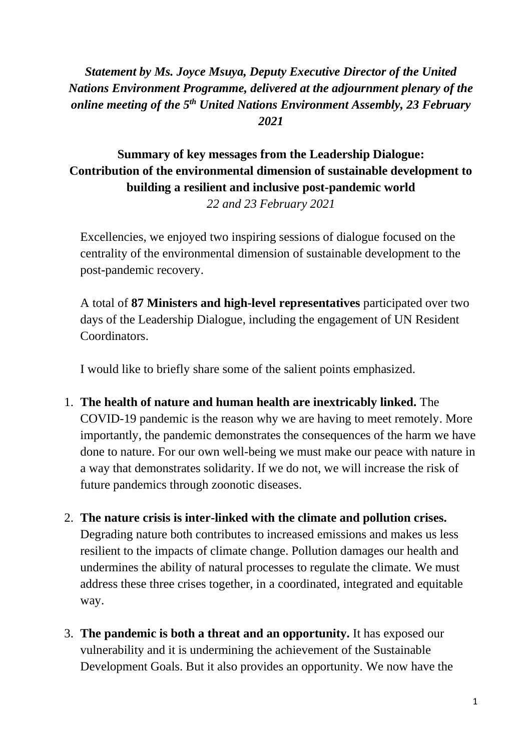***Statement by Ms. Joyce Msuya, Deputy Executive Director of the United Nations Environment Programme, delivered at the adjournment plenary of the online meeting of the 5th United Nations Environment Assembly, 23 February 2021***

## Summary of key messages from the Leadership Dialogue: Contribution of the environmental dimension of sustainable development to building a resilient and inclusive post-pandemic world

*22 and 23 February 2021*

Excellencies, we enjoyed two inspiring sessions of dialogue focused on the centrality of the environmental dimension of sustainable development to the post-pandemic recovery.

A total of **87 Ministers and high-level representatives** participated over two days of the Leadership Dialogue, including the engagement of UN Resident Coordinators.

I would like to briefly share some of the salient points emphasized.

1. **The health of nature and human health are inextricably linked.** The COVID-19 pandemic is the reason why we are having to meet remotely. More importantly, the pandemic demonstrates the consequences of the harm we have done to nature. For our own well-being we must make our peace with nature in a way that demonstrates solidarity. If we do not, we will increase the risk of future pandemics through zoonotic diseases.

2. **The nature crisis is inter-linked with the climate and pollution crises.** Degrading nature both contributes to increased emissions and makes us less resilient to the impacts of climate change. Pollution damages our health and undermines the ability of natural processes to regulate the climate. We must address these three crises together, in a coordinated, integrated and equitable way.

3. **The pandemic is both a threat and an opportunity.** It has exposed our vulnerability and it is undermining the achievement of the Sustainable Development Goals. But it also provides an opportunity. We now have the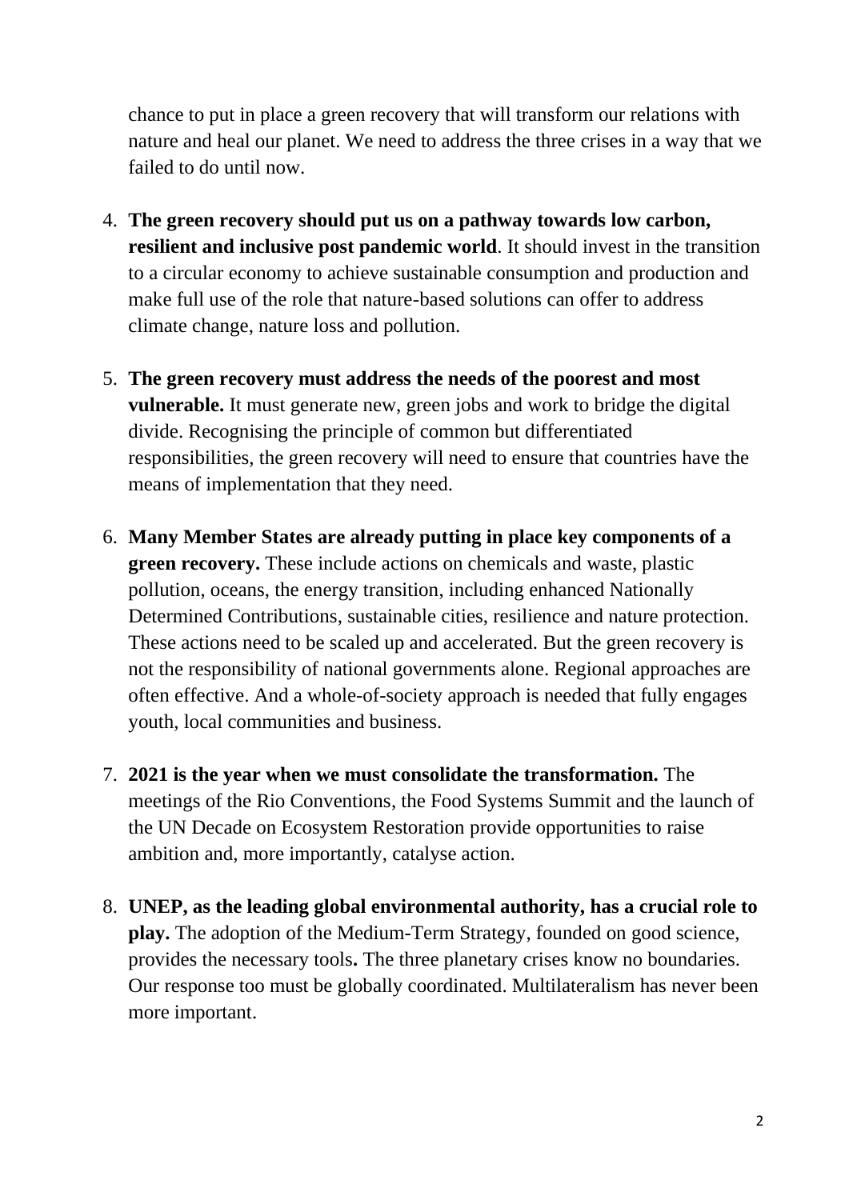chance to put in place a green recovery that will transform our relations with nature and heal our planet. We need to address the three crises in a way that we failed to do until now.

4. **The green recovery should put us on a pathway towards low carbon, resilient and inclusive post pandemic world**. It should invest in the transition to a circular economy to achieve sustainable consumption and production and make full use of the role that nature-based solutions can offer to address climate change, nature loss and pollution.

5. **The green recovery must address the needs of the poorest and most vulnerable.** It must generate new, green jobs and work to bridge the digital divide. Recognising the principle of common but differentiated responsibilities, the green recovery will need to ensure that countries have the means of implementation that they need.

6. **Many Member States are already putting in place key components of a green recovery.** These include actions on chemicals and waste, plastic pollution, oceans, the energy transition, including enhanced Nationally Determined Contributions, sustainable cities, resilience and nature protection. These actions need to be scaled up and accelerated. But the green recovery is not the responsibility of national governments alone. Regional approaches are often effective. And a whole-of-society approach is needed that fully engages youth, local communities and business.

7. **2021 is the year when we must consolidate the transformation.** The meetings of the Rio Conventions, the Food Systems Summit and the launch of the UN Decade on Ecosystem Restoration provide opportunities to raise ambition and, more importantly, catalyse action.

8. **UNEP, as the leading global environmental authority, has a crucial role to play.** The adoption of the Medium-Term Strategy, founded on good science, provides the necessary tools**.** The three planetary crises know no boundaries. Our response too must be globally coordinated. Multilateralism has never been more important.